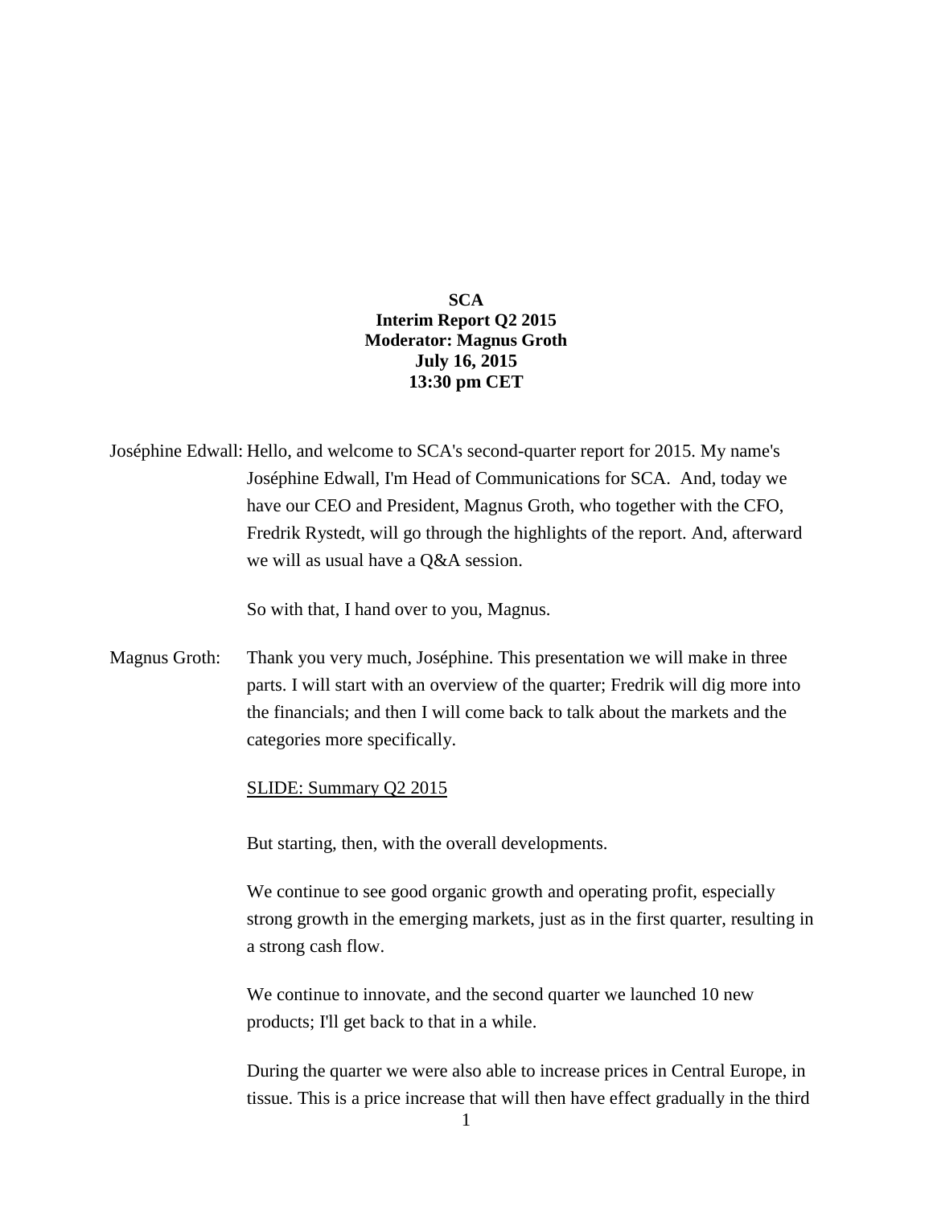**SCA**
**Interim Report Q2 2015**
**Moderator: Magnus Groth**
**July 16, 2015**
**13:30 pm CET**

Joséphine Edwall: Hello, and welcome to SCA's second-quarter report for 2015. My name's Joséphine Edwall, I'm Head of Communications for SCA. And, today we have our CEO and President, Magnus Groth, who together with the CFO, Fredrik Rystedt, will go through the highlights of the report. And, afterward we will as usual have a Q&A session.

So with that, I hand over to you, Magnus.

Magnus Groth: Thank you very much, Joséphine. This presentation we will make in three parts. I will start with an overview of the quarter; Fredrik will dig more into the financials; and then I will come back to talk about the markets and the categories more specifically.

<u>SLIDE: Summary Q2 2015</u>

But starting, then, with the overall developments.

We continue to see good organic growth and operating profit, especially strong growth in the emerging markets, just as in the first quarter, resulting in a strong cash flow.

We continue to innovate, and the second quarter we launched 10 new products; I'll get back to that in a while.

During the quarter we were also able to increase prices in Central Europe, in tissue. This is a price increase that will then have effect gradually in the third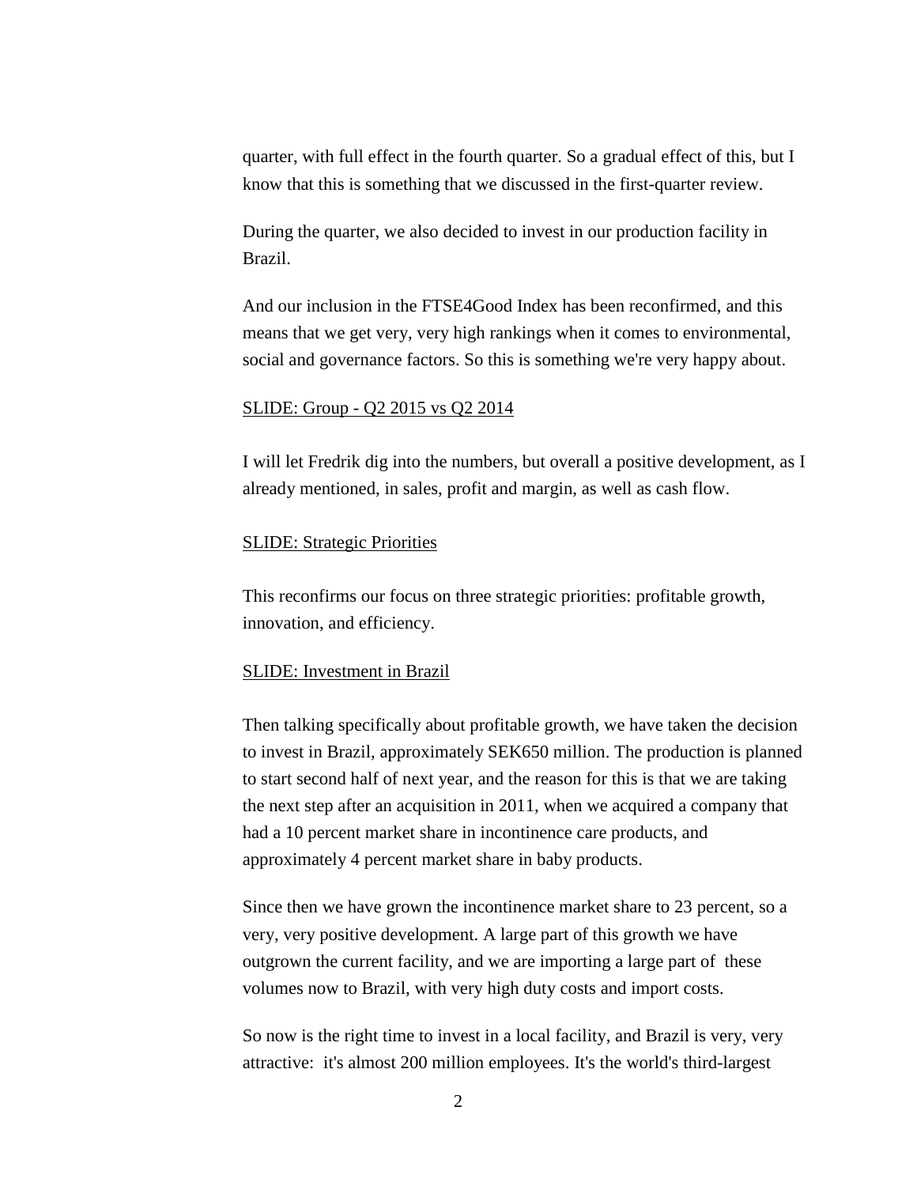quarter, with full effect in the fourth quarter. So a gradual effect of this, but I know that this is something that we discussed in the first-quarter review.

During the quarter, we also decided to invest in our production facility in Brazil.

And our inclusion in the FTSE4Good Index has been reconfirmed, and this means that we get very, very high rankings when it comes to environmental, social and governance factors. So this is something we're very happy about.

<u>SLIDE: Group - Q2 2015 vs Q2 2014</u>

I will let Fredrik dig into the numbers, but overall a positive development, as I already mentioned, in sales, profit and margin, as well as cash flow.

<u>SLIDE: Strategic Priorities</u>

This reconfirms our focus on three strategic priorities: profitable growth, innovation, and efficiency.

<u>SLIDE: Investment in Brazil</u>

Then talking specifically about profitable growth, we have taken the decision to invest in Brazil, approximately SEK650 million. The production is planned to start second half of next year, and the reason for this is that we are taking the next step after an acquisition in 2011, when we acquired a company that had a 10 percent market share in incontinence care products, and approximately 4 percent market share in baby products.

Since then we have grown the incontinence market share to 23 percent, so a very, very positive development. A large part of this growth we have outgrown the current facility, and we are importing a large part of these volumes now to Brazil, with very high duty costs and import costs.

So now is the right time to invest in a local facility, and Brazil is very, very attractive: it's almost 200 million employees. It's the world's third-largest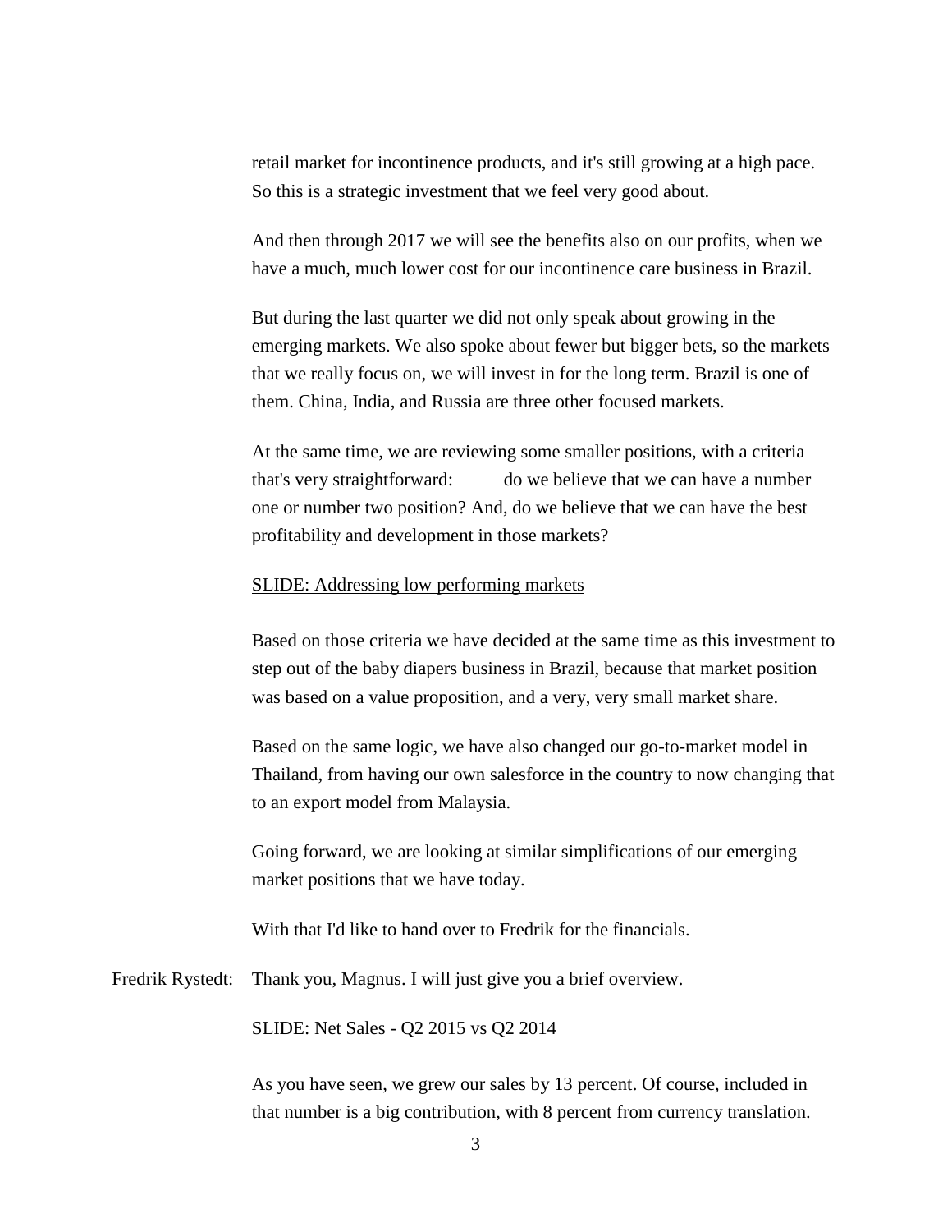retail market for incontinence products, and it's still growing at a high pace. So this is a strategic investment that we feel very good about.

And then through 2017 we will see the benefits also on our profits, when we have a much, much lower cost for our incontinence care business in Brazil.

But during the last quarter we did not only speak about growing in the emerging markets. We also spoke about fewer but bigger bets, so the markets that we really focus on, we will invest in for the long term. Brazil is one of them. China, India, and Russia are three other focused markets.

At the same time, we are reviewing some smaller positions, with a criteria that's very straightforward: do we believe that we can have a number one or number two position? And, do we believe that we can have the best profitability and development in those markets?

<u>SLIDE: Addressing low performing markets</u>

Based on those criteria we have decided at the same time as this investment to step out of the baby diapers business in Brazil, because that market position was based on a value proposition, and a very, very small market share.

Based on the same logic, we have also changed our go-to-market model in Thailand, from having our own salesforce in the country to now changing that to an export model from Malaysia.

Going forward, we are looking at similar simplifications of our emerging market positions that we have today.

With that I'd like to hand over to Fredrik for the financials.

Fredrik Rystedt: Thank you, Magnus. I will just give you a brief overview.

<u>SLIDE: Net Sales - Q2 2015 vs Q2 2014</u>

As you have seen, we grew our sales by 13 percent. Of course, included in that number is a big contribution, with 8 percent from currency translation.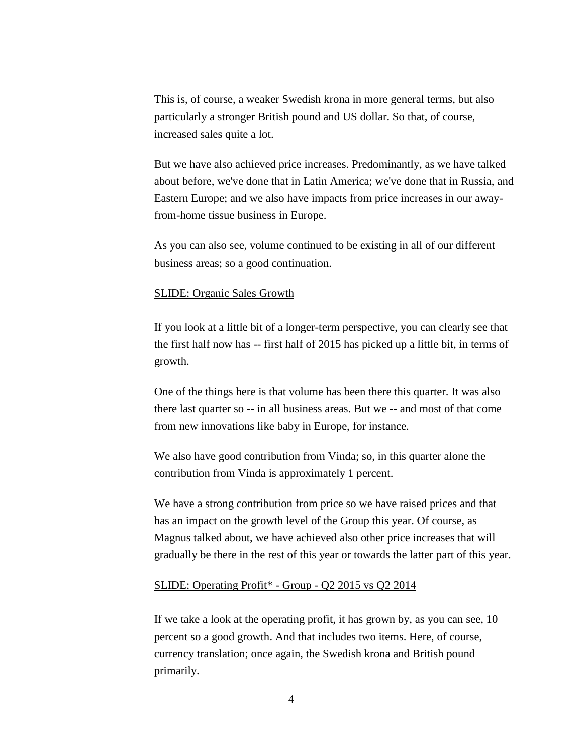This is, of course, a weaker Swedish krona in more general terms, but also particularly a stronger British pound and US dollar. So that, of course, increased sales quite a lot.

But we have also achieved price increases. Predominantly, as we have talked about before, we've done that in Latin America; we've done that in Russia, and Eastern Europe; and we also have impacts from price increases in our away-from-home tissue business in Europe.

As you can also see, volume continued to be existing in all of our different business areas; so a good continuation.

<u>SLIDE: Organic Sales Growth</u>

If you look at a little bit of a longer-term perspective, you can clearly see that the first half now has -- first half of 2015 has picked up a little bit, in terms of growth.

One of the things here is that volume has been there this quarter. It was also there last quarter so -- in all business areas. But we -- and most of that come from new innovations like baby in Europe, for instance.

We also have good contribution from Vinda; so, in this quarter alone the contribution from Vinda is approximately 1 percent.

We have a strong contribution from price so we have raised prices and that has an impact on the growth level of the Group this year. Of course, as Magnus talked about, we have achieved also other price increases that will gradually be there in the rest of this year or towards the latter part of this year.

<u>SLIDE: Operating Profit* - Group - Q2 2015 vs Q2 2014</u>

If we take a look at the operating profit, it has grown by, as you can see, 10 percent so a good growth. And that includes two items. Here, of course, currency translation; once again, the Swedish krona and British pound primarily.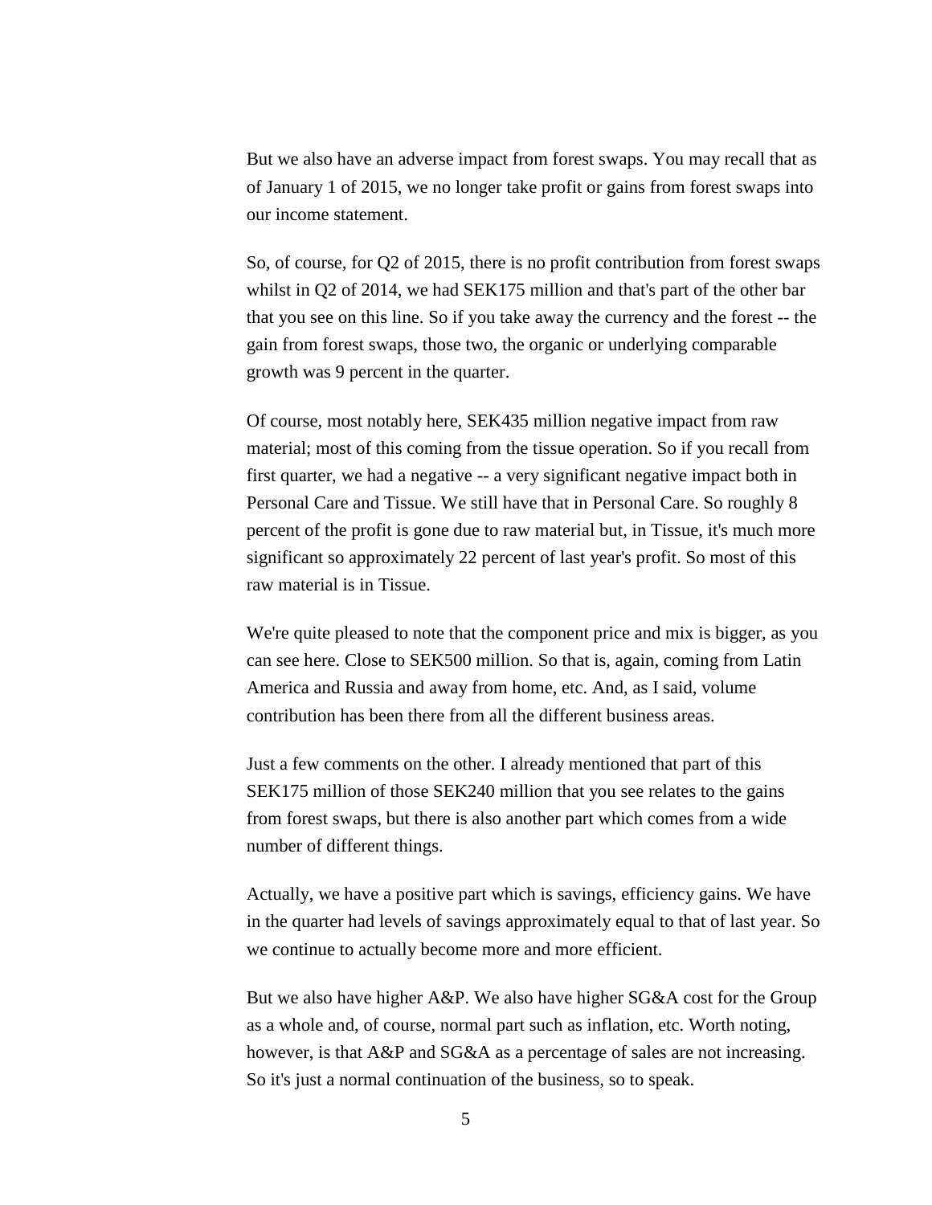But we also have an adverse impact from forest swaps. You may recall that as of January 1 of 2015, we no longer take profit or gains from forest swaps into our income statement.

So, of course, for Q2 of 2015, there is no profit contribution from forest swaps whilst in Q2 of 2014, we had SEK175 million and that's part of the other bar that you see on this line. So if you take away the currency and the forest -- the gain from forest swaps, those two, the organic or underlying comparable growth was 9 percent in the quarter.

Of course, most notably here, SEK435 million negative impact from raw material; most of this coming from the tissue operation. So if you recall from first quarter, we had a negative -- a very significant negative impact both in Personal Care and Tissue. We still have that in Personal Care. So roughly 8 percent of the profit is gone due to raw material but, in Tissue, it's much more significant so approximately 22 percent of last year's profit. So most of this raw material is in Tissue.

We're quite pleased to note that the component price and mix is bigger, as you can see here. Close to SEK500 million. So that is, again, coming from Latin America and Russia and away from home, etc. And, as I said, volume contribution has been there from all the different business areas.

Just a few comments on the other. I already mentioned that part of this SEK175 million of those SEK240 million that you see relates to the gains from forest swaps, but there is also another part which comes from a wide number of different things.

Actually, we have a positive part which is savings, efficiency gains. We have in the quarter had levels of savings approximately equal to that of last year. So we continue to actually become more and more efficient.

But we also have higher A&P. We also have higher SG&A cost for the Group as a whole and, of course, normal part such as inflation, etc. Worth noting, however, is that A&P and SG&A as a percentage of sales are not increasing. So it's just a normal continuation of the business, so to speak.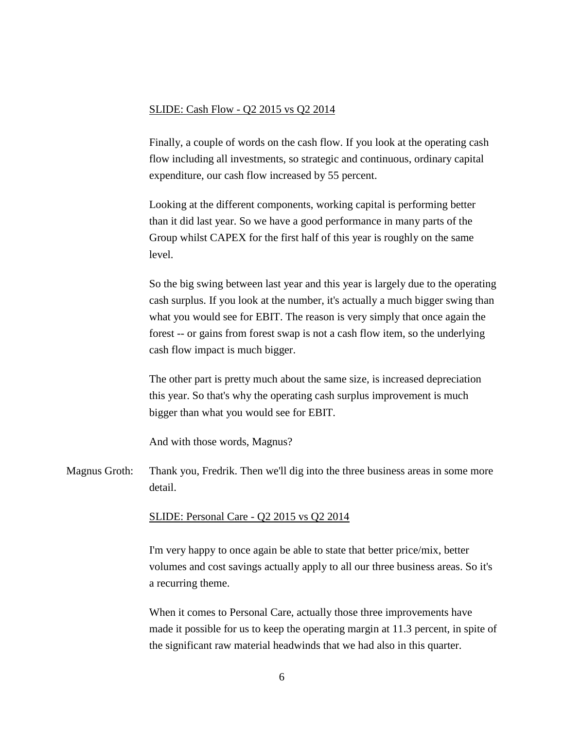<u>SLIDE: Cash Flow - Q2 2015 vs Q2 2014</u>

Finally, a couple of words on the cash flow. If you look at the operating cash flow including all investments, so strategic and continuous, ordinary capital expenditure, our cash flow increased by 55 percent.

Looking at the different components, working capital is performing better than it did last year. So we have a good performance in many parts of the Group whilst CAPEX for the first half of this year is roughly on the same level.

So the big swing between last year and this year is largely due to the operating cash surplus. If you look at the number, it's actually a much bigger swing than what you would see for EBIT. The reason is very simply that once again the forest -- or gains from forest swap is not a cash flow item, so the underlying cash flow impact is much bigger.

The other part is pretty much about the same size, is increased depreciation this year. So that's why the operating cash surplus improvement is much bigger than what you would see for EBIT.

And with those words, Magnus?

Magnus Groth: Thank you, Fredrik. Then we'll dig into the three business areas in some more detail.

<u>SLIDE: Personal Care - Q2 2015 vs Q2 2014</u>

I'm very happy to once again be able to state that better price/mix, better volumes and cost savings actually apply to all our three business areas. So it's a recurring theme.

When it comes to Personal Care, actually those three improvements have made it possible for us to keep the operating margin at 11.3 percent, in spite of the significant raw material headwinds that we had also in this quarter.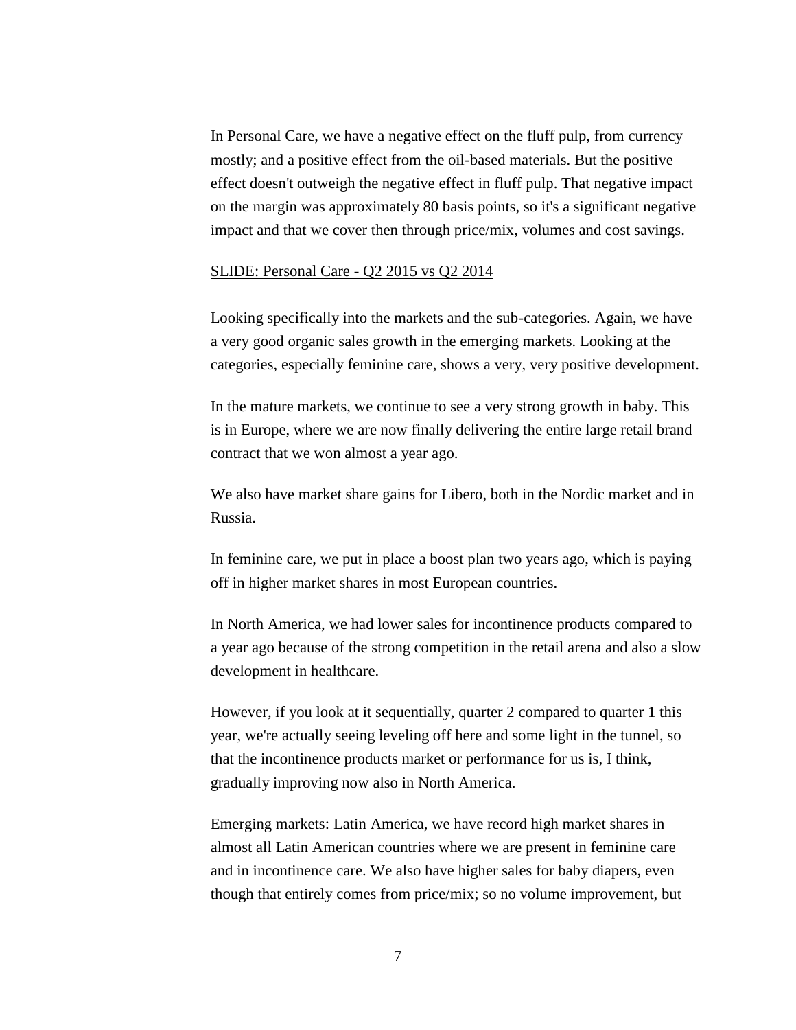In Personal Care, we have a negative effect on the fluff pulp, from currency mostly; and a positive effect from the oil-based materials. But the positive effect doesn't outweigh the negative effect in fluff pulp. That negative impact on the margin was approximately 80 basis points, so it's a significant negative impact and that we cover then through price/mix, volumes and cost savings.

<u>SLIDE: Personal Care - Q2 2015 vs Q2 2014</u>

Looking specifically into the markets and the sub-categories. Again, we have a very good organic sales growth in the emerging markets. Looking at the categories, especially feminine care, shows a very, very positive development.

In the mature markets, we continue to see a very strong growth in baby. This is in Europe, where we are now finally delivering the entire large retail brand contract that we won almost a year ago.

We also have market share gains for Libero, both in the Nordic market and in Russia.

In feminine care, we put in place a boost plan two years ago, which is paying off in higher market shares in most European countries.

In North America, we had lower sales for incontinence products compared to a year ago because of the strong competition in the retail arena and also a slow development in healthcare.

However, if you look at it sequentially, quarter 2 compared to quarter 1 this year, we're actually seeing leveling off here and some light in the tunnel, so that the incontinence products market or performance for us is, I think, gradually improving now also in North America.

Emerging markets: Latin America, we have record high market shares in almost all Latin American countries where we are present in feminine care and in incontinence care. We also have higher sales for baby diapers, even though that entirely comes from price/mix; so no volume improvement, but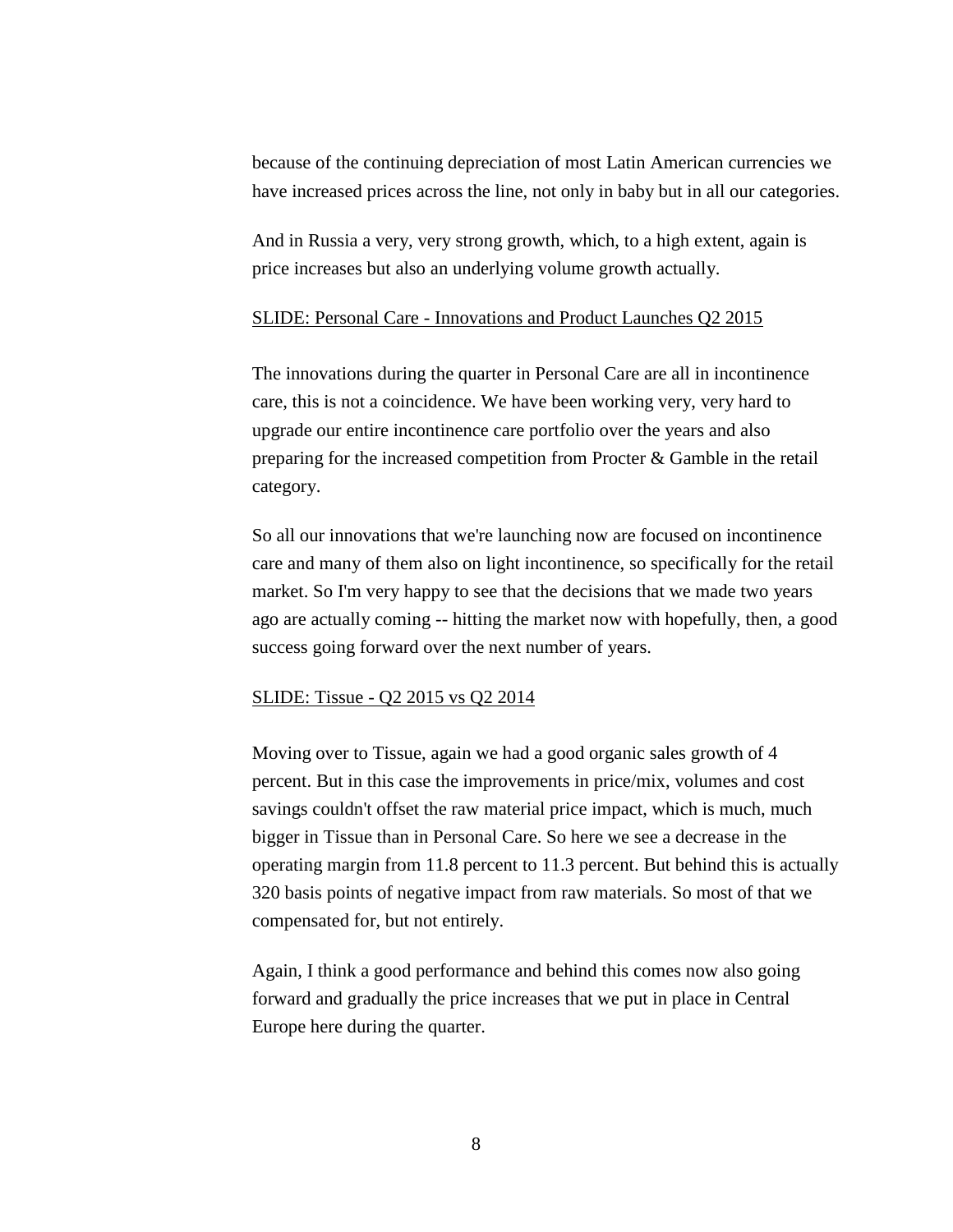because of the continuing depreciation of most Latin American currencies we have increased prices across the line, not only in baby but in all our categories.

And in Russia a very, very strong growth, which, to a high extent, again is price increases but also an underlying volume growth actually.

<u>SLIDE: Personal Care - Innovations and Product Launches Q2 2015</u>

The innovations during the quarter in Personal Care are all in incontinence care, this is not a coincidence. We have been working very, very hard to upgrade our entire incontinence care portfolio over the years and also preparing for the increased competition from Procter & Gamble in the retail category.

So all our innovations that we're launching now are focused on incontinence care and many of them also on light incontinence, so specifically for the retail market. So I'm very happy to see that the decisions that we made two years ago are actually coming -- hitting the market now with hopefully, then, a good success going forward over the next number of years.

<u>SLIDE: Tissue - Q2 2015 vs Q2 2014</u>

Moving over to Tissue, again we had a good organic sales growth of 4 percent. But in this case the improvements in price/mix, volumes and cost savings couldn't offset the raw material price impact, which is much, much bigger in Tissue than in Personal Care. So here we see a decrease in the operating margin from 11.8 percent to 11.3 percent. But behind this is actually 320 basis points of negative impact from raw materials. So most of that we compensated for, but not entirely.

Again, I think a good performance and behind this comes now also going forward and gradually the price increases that we put in place in Central Europe here during the quarter.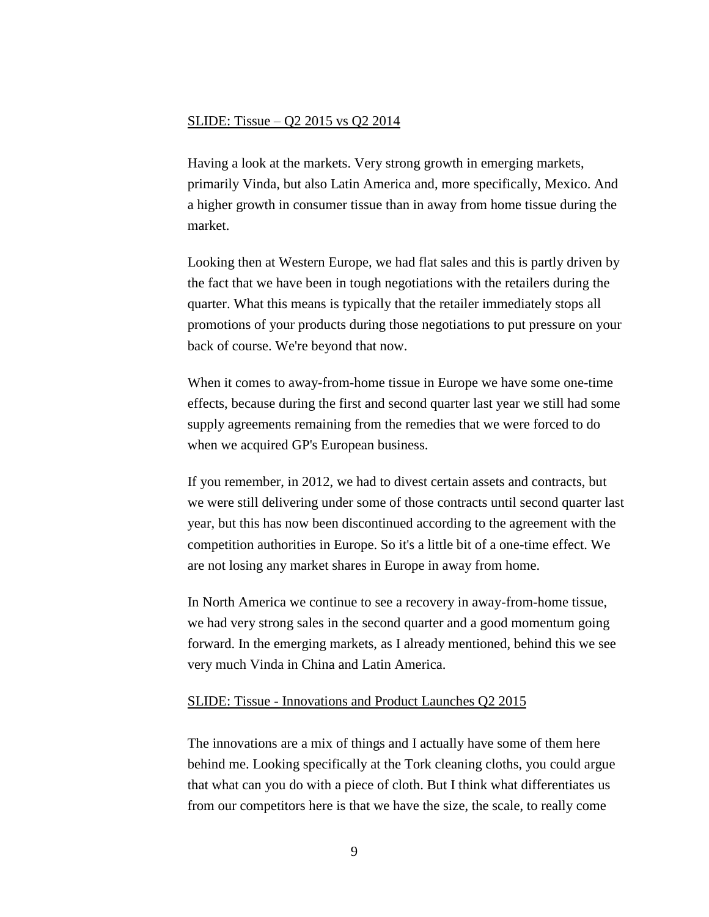SLIDE: Tissue – Q2 2015 vs Q2 2014

Having a look at the markets. Very strong growth in emerging markets, primarily Vinda, but also Latin America and, more specifically, Mexico. And a higher growth in consumer tissue than in away from home tissue during the market.

Looking then at Western Europe, we had flat sales and this is partly driven by the fact that we have been in tough negotiations with the retailers during the quarter. What this means is typically that the retailer immediately stops all promotions of your products during those negotiations to put pressure on your back of course. We're beyond that now.

When it comes to away-from-home tissue in Europe we have some one-time effects, because during the first and second quarter last year we still had some supply agreements remaining from the remedies that we were forced to do when we acquired GP's European business.

If you remember, in 2012, we had to divest certain assets and contracts, but we were still delivering under some of those contracts until second quarter last year, but this has now been discontinued according to the agreement with the competition authorities in Europe. So it's a little bit of a one-time effect. We are not losing any market shares in Europe in away from home.

In North America we continue to see a recovery in away-from-home tissue, we had very strong sales in the second quarter and a good momentum going forward. In the emerging markets, as I already mentioned, behind this we see very much Vinda in China and Latin America.

SLIDE: Tissue - Innovations and Product Launches Q2 2015

The innovations are a mix of things and I actually have some of them here behind me. Looking specifically at the Tork cleaning cloths, you could argue that what can you do with a piece of cloth. But I think what differentiates us from our competitors here is that we have the size, the scale, to really come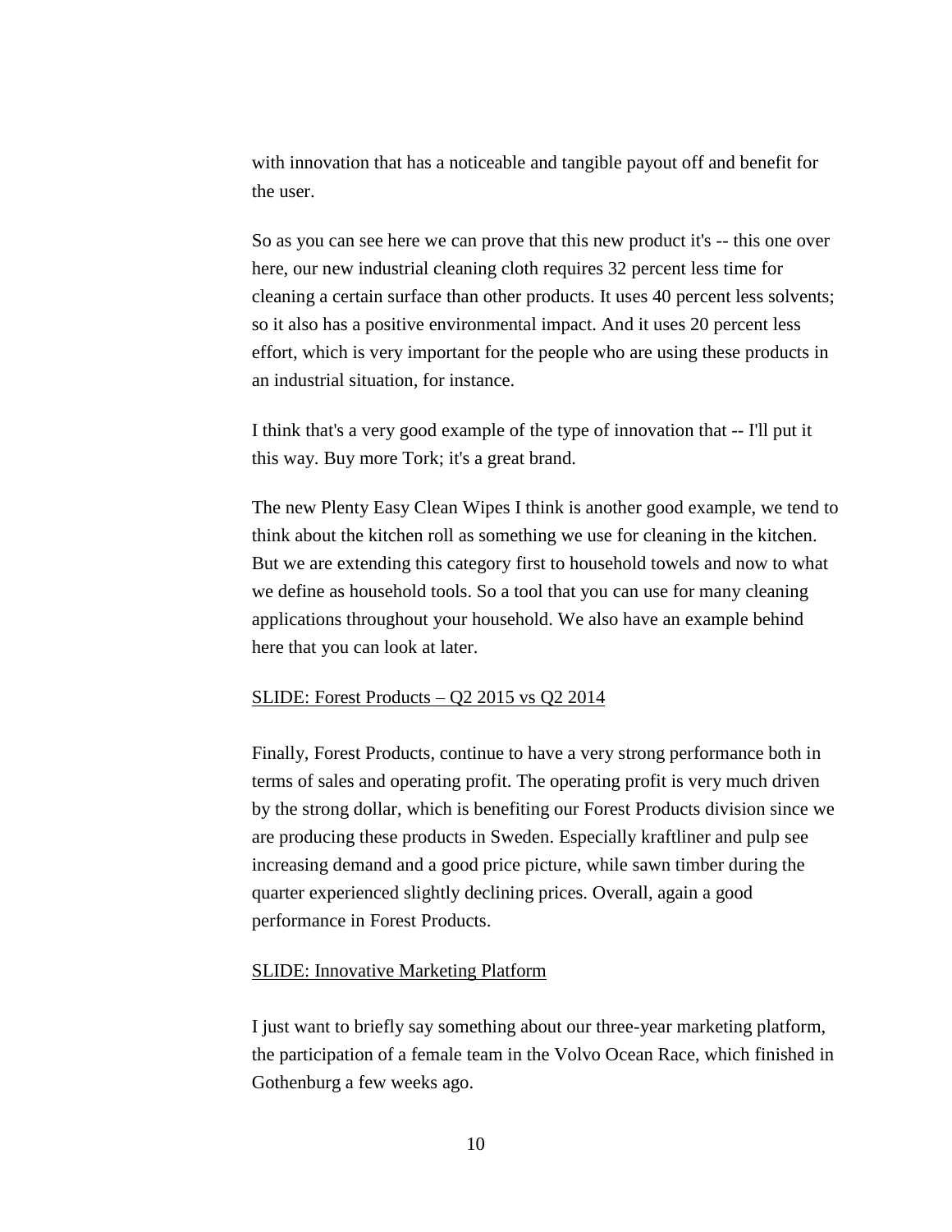with innovation that has a noticeable and tangible payout off and benefit for the user.

So as you can see here we can prove that this new product it's -- this one over here, our new industrial cleaning cloth requires 32 percent less time for cleaning a certain surface than other products. It uses 40 percent less solvents; so it also has a positive environmental impact. And it uses 20 percent less effort, which is very important for the people who are using these products in an industrial situation, for instance.

I think that's a very good example of the type of innovation that -- I'll put it this way. Buy more Tork; it's a great brand.

The new Plenty Easy Clean Wipes I think is another good example, we tend to think about the kitchen roll as something we use for cleaning in the kitchen. But we are extending this category first to household towels and now to what we define as household tools. So a tool that you can use for many cleaning applications throughout your household. We also have an example behind here that you can look at later.

<u>SLIDE: Forest Products – Q2 2015 vs Q2 2014</u>

Finally, Forest Products, continue to have a very strong performance both in terms of sales and operating profit. The operating profit is very much driven by the strong dollar, which is benefiting our Forest Products division since we are producing these products in Sweden. Especially kraftliner and pulp see increasing demand and a good price picture, while sawn timber during the quarter experienced slightly declining prices. Overall, again a good performance in Forest Products.

<u>SLIDE: Innovative Marketing Platform</u>

I just want to briefly say something about our three-year marketing platform, the participation of a female team in the Volvo Ocean Race, which finished in Gothenburg a few weeks ago.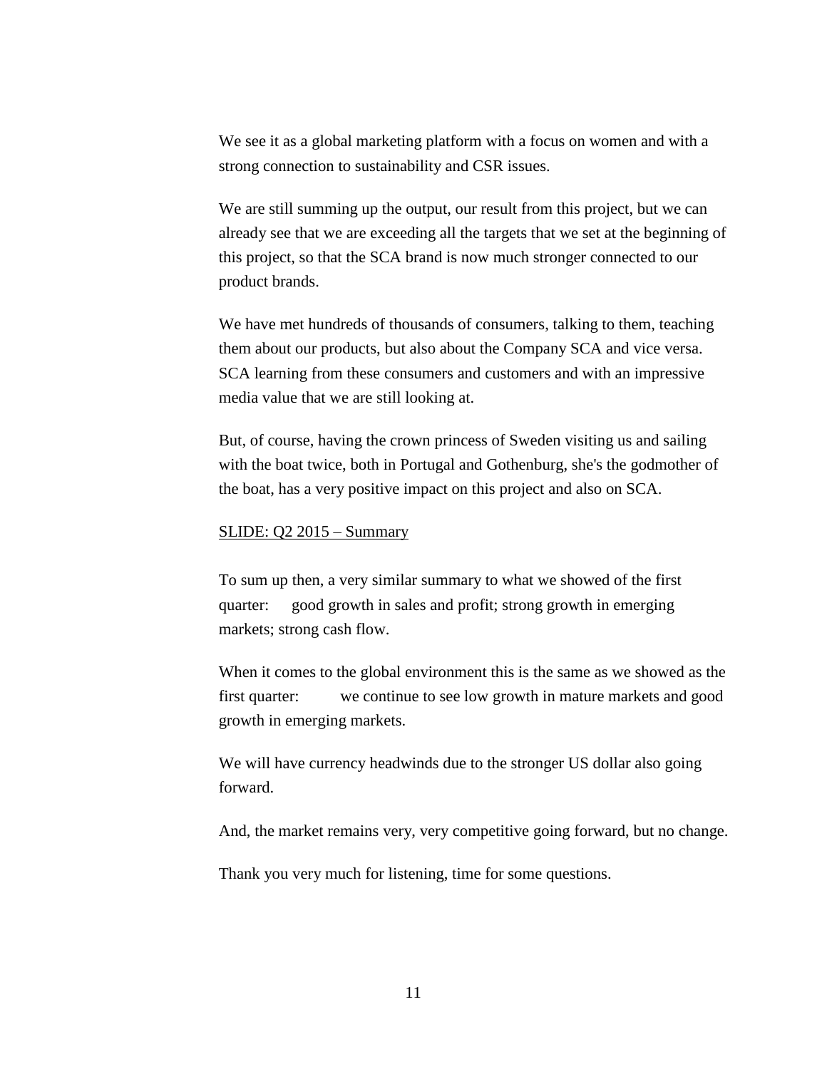We see it as a global marketing platform with a focus on women and with a strong connection to sustainability and CSR issues.

We are still summing up the output, our result from this project, but we can already see that we are exceeding all the targets that we set at the beginning of this project, so that the SCA brand is now much stronger connected to our product brands.

We have met hundreds of thousands of consumers, talking to them, teaching them about our products, but also about the Company SCA and vice versa. SCA learning from these consumers and customers and with an impressive media value that we are still looking at.

But, of course, having the crown princess of Sweden visiting us and sailing with the boat twice, both in Portugal and Gothenburg, she's the godmother of the boat, has a very positive impact on this project and also on SCA.

<u>SLIDE: Q2 2015 – Summary</u>

To sum up then, a very similar summary to what we showed of the first quarter: good growth in sales and profit; strong growth in emerging markets; strong cash flow.

When it comes to the global environment this is the same as we showed as the first quarter: we continue to see low growth in mature markets and good growth in emerging markets.

We will have currency headwinds due to the stronger US dollar also going forward.

And, the market remains very, very competitive going forward, but no change.

Thank you very much for listening, time for some questions.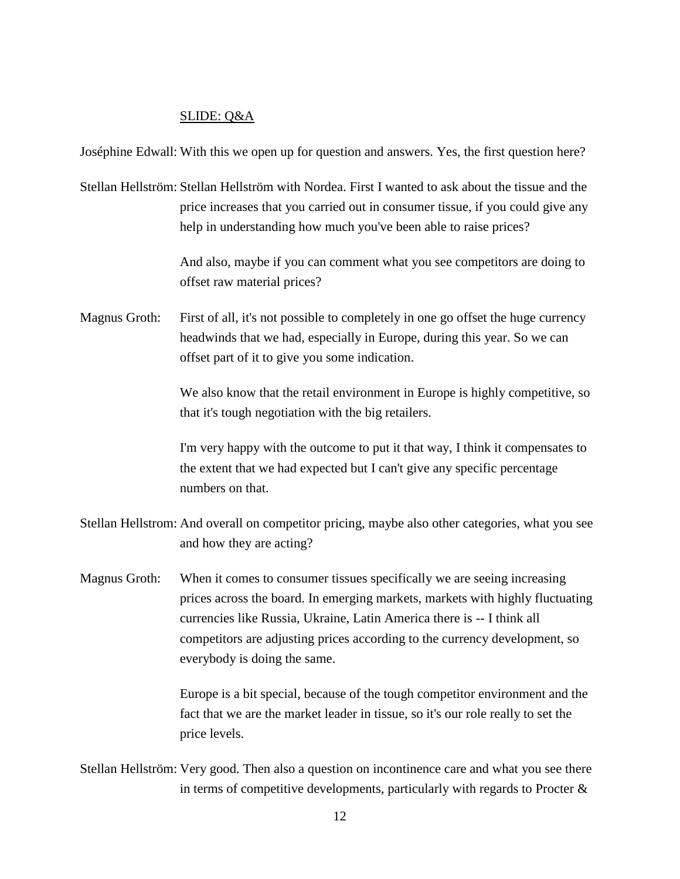SLIDE: Q&A

Joséphine Edwall: With this we open up for question and answers. Yes, the first question here?

Stellan Hellström: Stellan Hellström with Nordea. First I wanted to ask about the tissue and the price increases that you carried out in consumer tissue, if you could give any help in understanding how much you've been able to raise prices?

And also, maybe if you can comment what you see competitors are doing to offset raw material prices?

Magnus Groth: First of all, it's not possible to completely in one go offset the huge currency headwinds that we had, especially in Europe, during this year. So we can offset part of it to give you some indication.

We also know that the retail environment in Europe is highly competitive, so that it's tough negotiation with the big retailers.

I'm very happy with the outcome to put it that way, I think it compensates to the extent that we had expected but I can't give any specific percentage numbers on that.

Stellan Hellstrom: And overall on competitor pricing, maybe also other categories, what you see and how they are acting?

Magnus Groth: When it comes to consumer tissues specifically we are seeing increasing prices across the board. In emerging markets, markets with highly fluctuating currencies like Russia, Ukraine, Latin America there is -- I think all competitors are adjusting prices according to the currency development, so everybody is doing the same.

Europe is a bit special, because of the tough competitor environment and the fact that we are the market leader in tissue, so it's our role really to set the price levels.

Stellan Hellström: Very good. Then also a question on incontinence care and what you see there in terms of competitive developments, particularly with regards to Procter &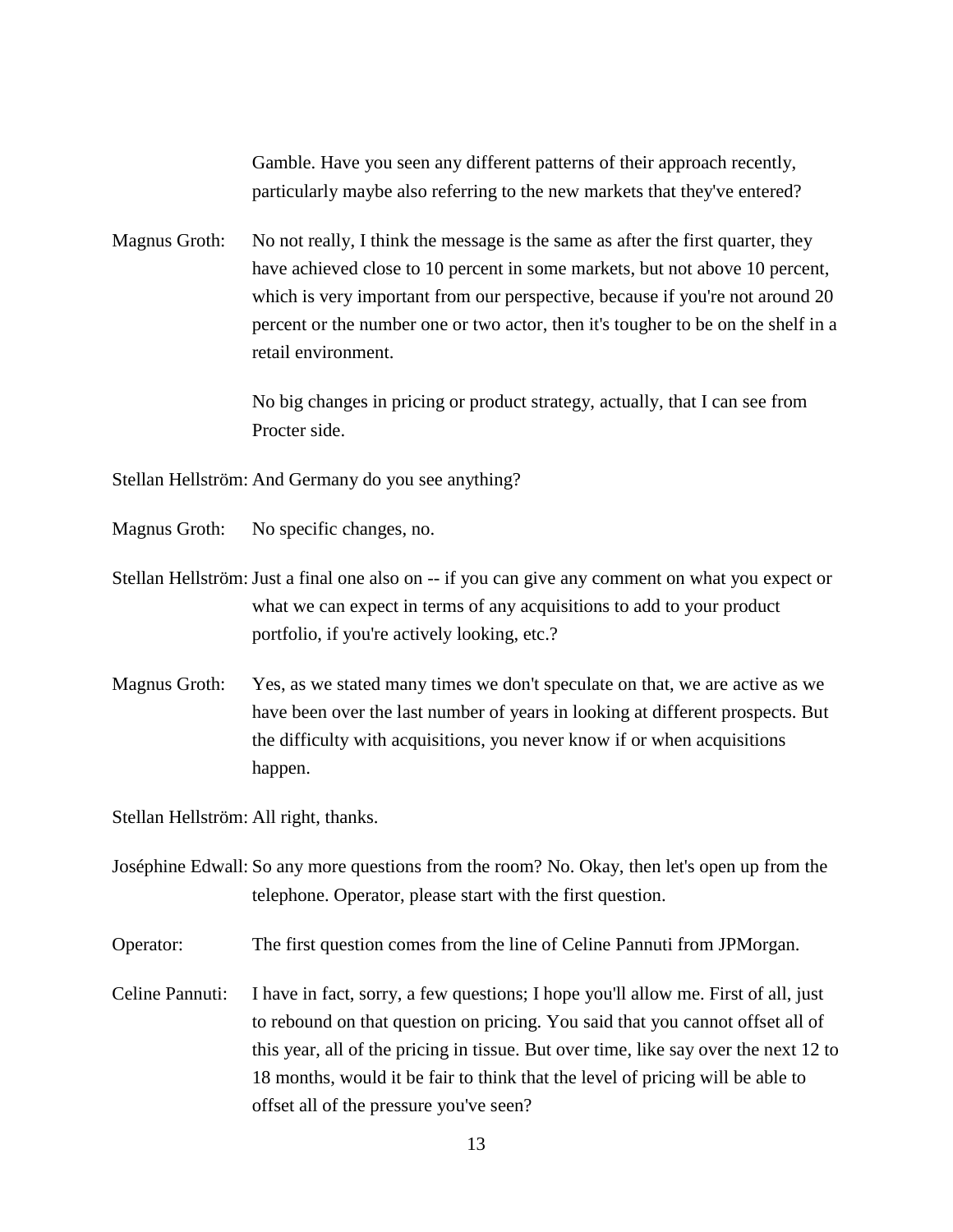Gamble. Have you seen any different patterns of their approach recently, particularly maybe also referring to the new markets that they've entered?

Magnus Groth: No not really, I think the message is the same as after the first quarter, they have achieved close to 10 percent in some markets, but not above 10 percent, which is very important from our perspective, because if you're not around 20 percent or the number one or two actor, then it's tougher to be on the shelf in a retail environment.

No big changes in pricing or product strategy, actually, that I can see from Procter side.

Stellan Hellström: And Germany do you see anything?

Magnus Groth: No specific changes, no.

Stellan Hellström: Just a final one also on -- if you can give any comment on what you expect or what we can expect in terms of any acquisitions to add to your product portfolio, if you're actively looking, etc.?

Magnus Groth: Yes, as we stated many times we don't speculate on that, we are active as we have been over the last number of years in looking at different prospects. But the difficulty with acquisitions, you never know if or when acquisitions happen.

Stellan Hellström: All right, thanks.

Joséphine Edwall: So any more questions from the room? No. Okay, then let's open up from the telephone. Operator, please start with the first question.

Operator: The first question comes from the line of Celine Pannuti from JPMorgan.

Celine Pannuti: I have in fact, sorry, a few questions; I hope you'll allow me. First of all, just to rebound on that question on pricing. You said that you cannot offset all of this year, all of the pricing in tissue. But over time, like say over the next 12 to 18 months, would it be fair to think that the level of pricing will be able to offset all of the pressure you've seen?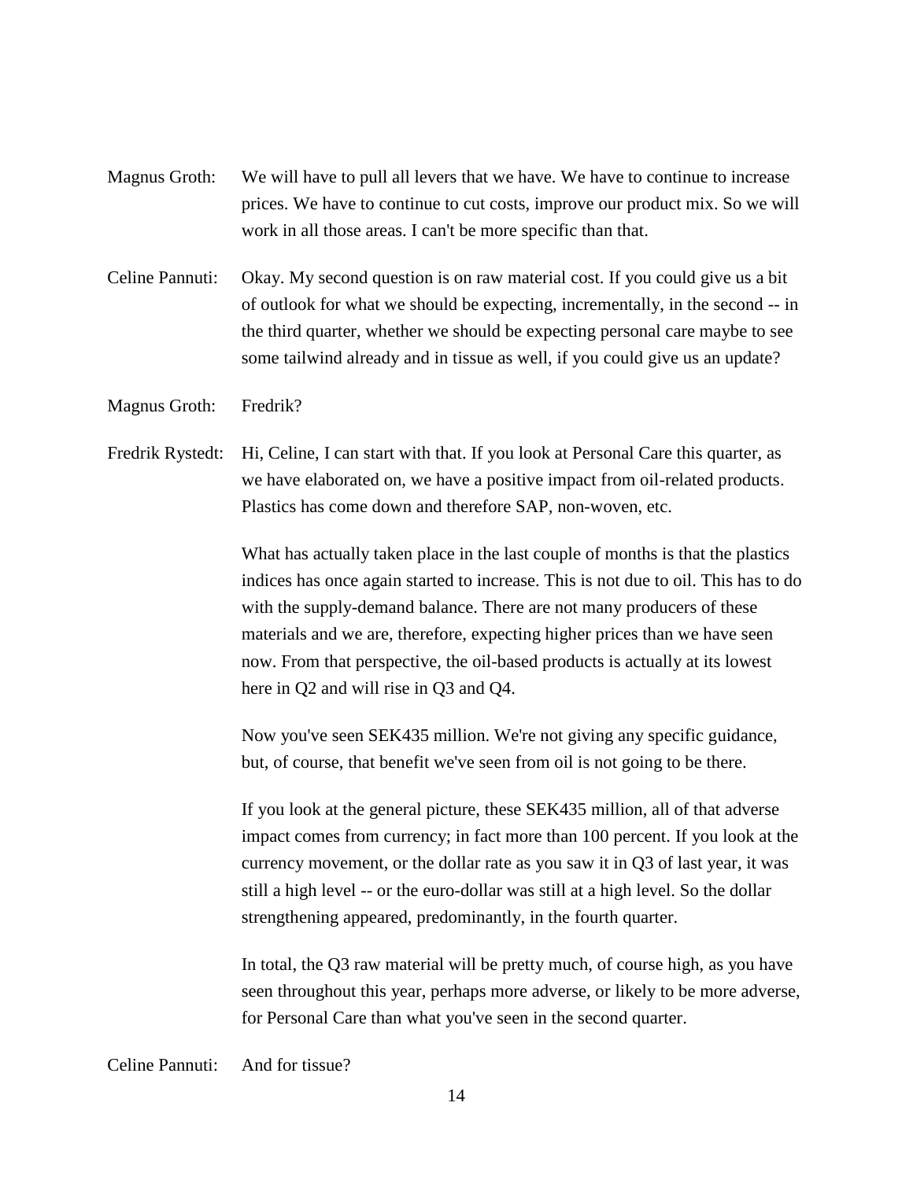Magnus Groth: We will have to pull all levers that we have. We have to continue to increase prices. We have to continue to cut costs, improve our product mix. So we will work in all those areas. I can't be more specific than that.

Celine Pannuti: Okay. My second question is on raw material cost. If you could give us a bit of outlook for what we should be expecting, incrementally, in the second -- in the third quarter, whether we should be expecting personal care maybe to see some tailwind already and in tissue as well, if you could give us an update?

Magnus Groth: Fredrik?

Fredrik Rystedt: Hi, Celine, I can start with that. If you look at Personal Care this quarter, as we have elaborated on, we have a positive impact from oil-related products. Plastics has come down and therefore SAP, non-woven, etc.

What has actually taken place in the last couple of months is that the plastics indices has once again started to increase. This is not due to oil. This has to do with the supply-demand balance. There are not many producers of these materials and we are, therefore, expecting higher prices than we have seen now. From that perspective, the oil-based products is actually at its lowest here in Q2 and will rise in Q3 and Q4.

Now you've seen SEK435 million. We're not giving any specific guidance, but, of course, that benefit we've seen from oil is not going to be there.

If you look at the general picture, these SEK435 million, all of that adverse impact comes from currency; in fact more than 100 percent. If you look at the currency movement, or the dollar rate as you saw it in Q3 of last year, it was still a high level -- or the euro-dollar was still at a high level. So the dollar strengthening appeared, predominantly, in the fourth quarter.

In total, the Q3 raw material will be pretty much, of course high, as you have seen throughout this year, perhaps more adverse, or likely to be more adverse, for Personal Care than what you've seen in the second quarter.

Celine Pannuti: And for tissue?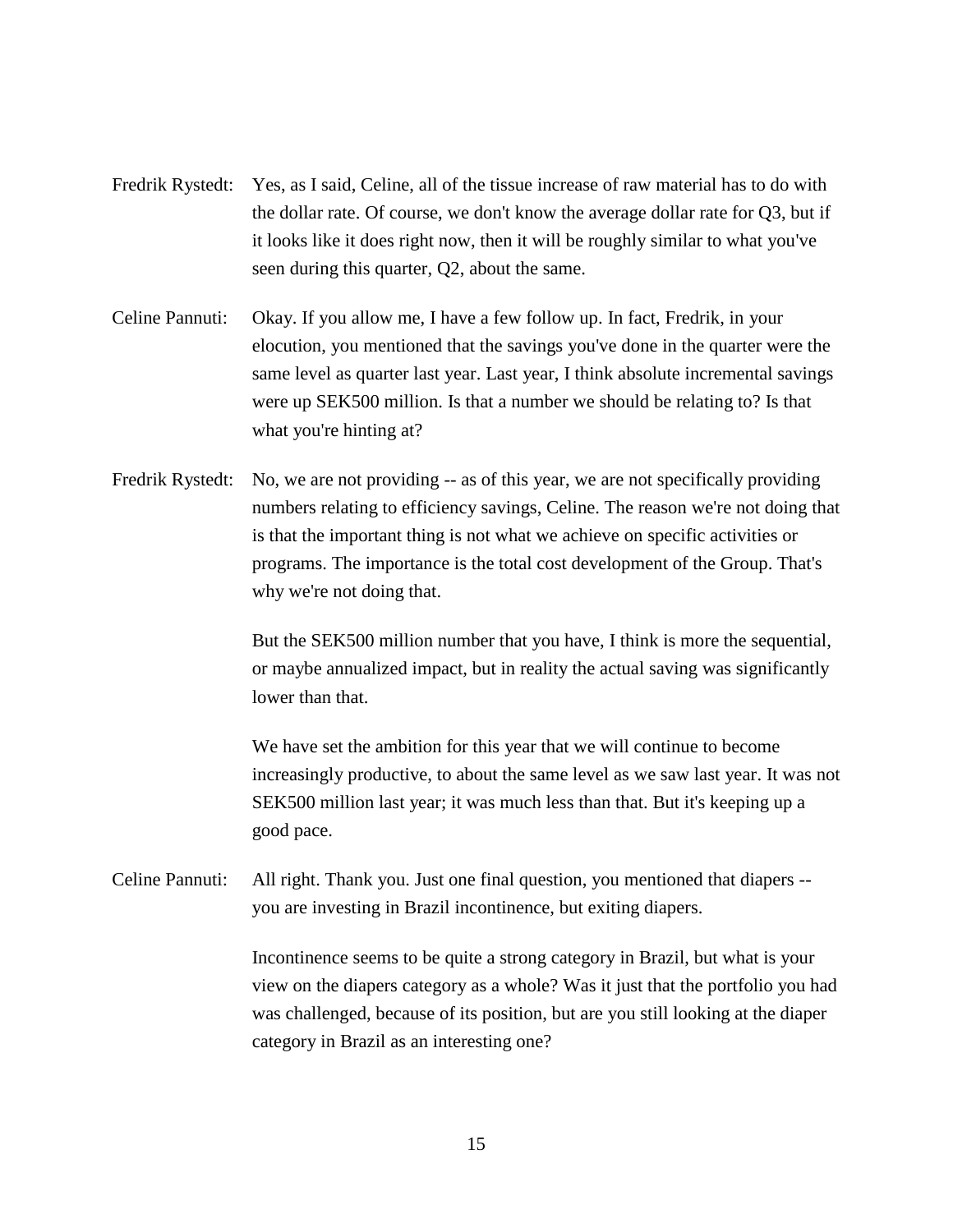Fredrik Rystedt: Yes, as I said, Celine, all of the tissue increase of raw material has to do with the dollar rate. Of course, we don't know the average dollar rate for Q3, but if it looks like it does right now, then it will be roughly similar to what you've seen during this quarter, Q2, about the same.

Celine Pannuti: Okay. If you allow me, I have a few follow up. In fact, Fredrik, in your elocution, you mentioned that the savings you've done in the quarter were the same level as quarter last year. Last year, I think absolute incremental savings were up SEK500 million. Is that a number we should be relating to? Is that what you're hinting at?

Fredrik Rystedt: No, we are not providing -- as of this year, we are not specifically providing numbers relating to efficiency savings, Celine. The reason we're not doing that is that the important thing is not what we achieve on specific activities or programs. The importance is the total cost development of the Group. That's why we're not doing that.

But the SEK500 million number that you have, I think is more the sequential, or maybe annualized impact, but in reality the actual saving was significantly lower than that.

We have set the ambition for this year that we will continue to become increasingly productive, to about the same level as we saw last year. It was not SEK500 million last year; it was much less than that. But it's keeping up a good pace.

Celine Pannuti: All right. Thank you. Just one final question, you mentioned that diapers -- you are investing in Brazil incontinence, but exiting diapers.

Incontinence seems to be quite a strong category in Brazil, but what is your view on the diapers category as a whole? Was it just that the portfolio you had was challenged, because of its position, but are you still looking at the diaper category in Brazil as an interesting one?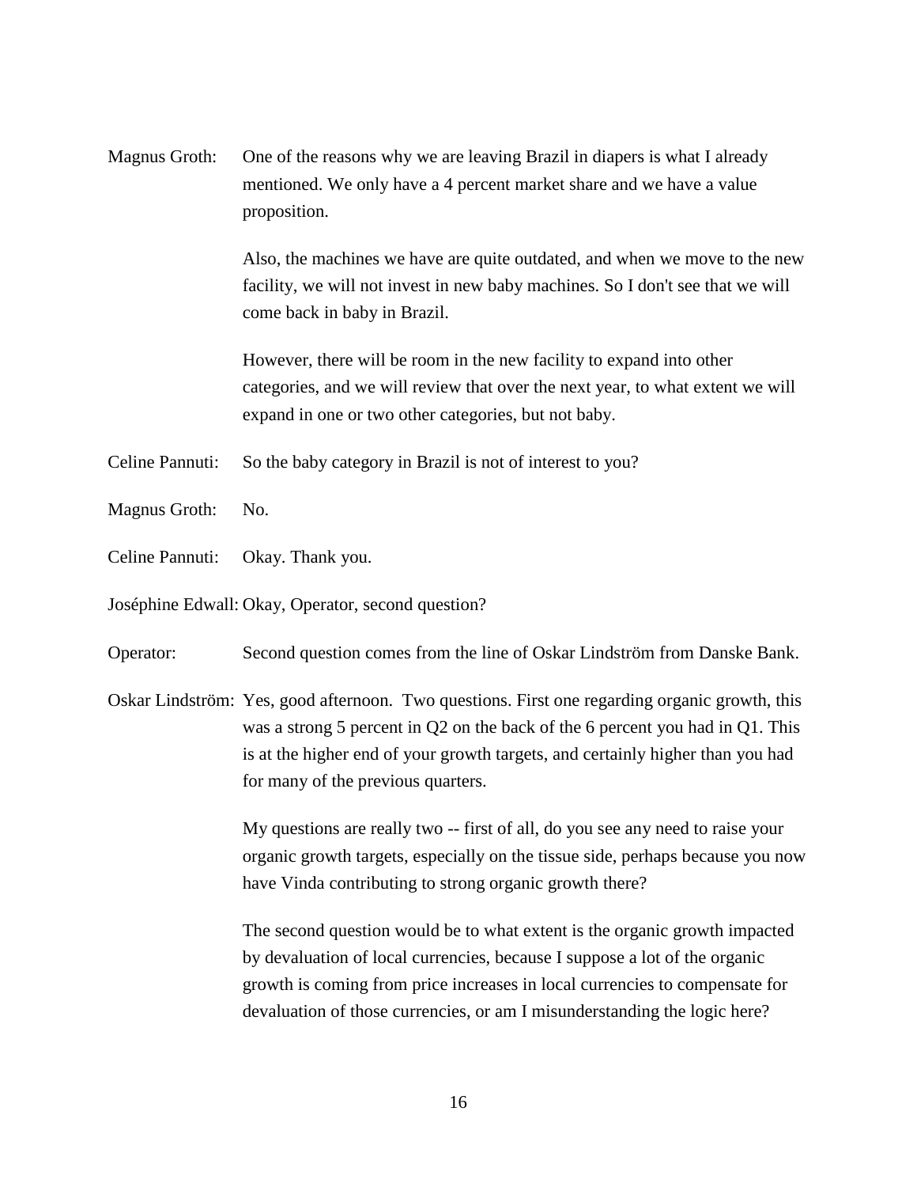Magnus Groth: One of the reasons why we are leaving Brazil in diapers is what I already mentioned. We only have a 4 percent market share and we have a value proposition.

Also, the machines we have are quite outdated, and when we move to the new facility, we will not invest in new baby machines. So I don't see that we will come back in baby in Brazil.

However, there will be room in the new facility to expand into other categories, and we will review that over the next year, to what extent we will expand in one or two other categories, but not baby.

Celine Pannuti: So the baby category in Brazil is not of interest to you?

Magnus Groth: No.

Celine Pannuti: Okay. Thank you.

Joséphine Edwall: Okay, Operator, second question?

Operator: Second question comes from the line of Oskar Lindström from Danske Bank.

Oskar Lindström: Yes, good afternoon. Two questions. First one regarding organic growth, this was a strong 5 percent in Q2 on the back of the 6 percent you had in Q1. This is at the higher end of your growth targets, and certainly higher than you had for many of the previous quarters.

My questions are really two -- first of all, do you see any need to raise your organic growth targets, especially on the tissue side, perhaps because you now have Vinda contributing to strong organic growth there?

The second question would be to what extent is the organic growth impacted by devaluation of local currencies, because I suppose a lot of the organic growth is coming from price increases in local currencies to compensate for devaluation of those currencies, or am I misunderstanding the logic here?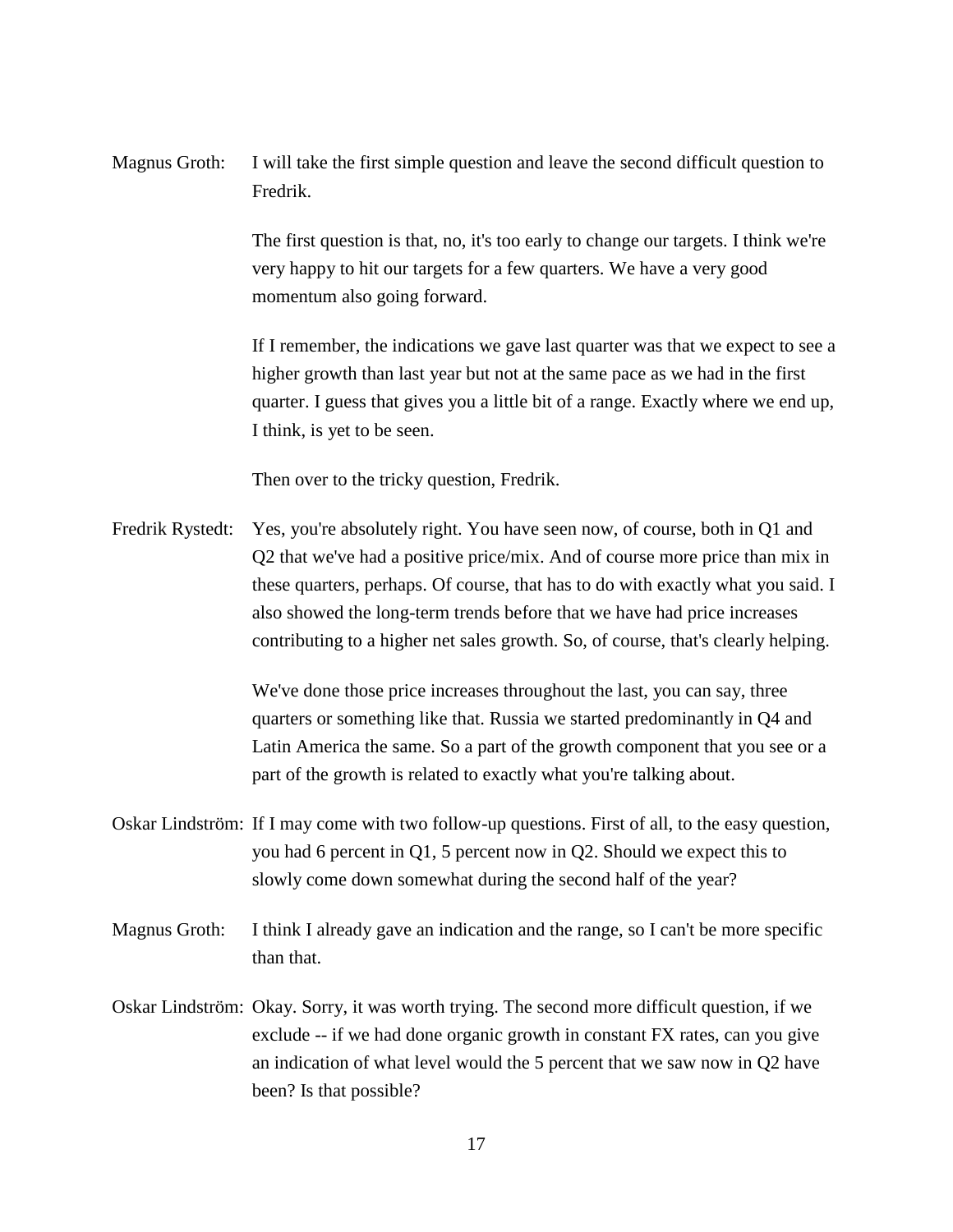Magnus Groth: I will take the first simple question and leave the second difficult question to Fredrik.

The first question is that, no, it's too early to change our targets. I think we're very happy to hit our targets for a few quarters. We have a very good momentum also going forward.

If I remember, the indications we gave last quarter was that we expect to see a higher growth than last year but not at the same pace as we had in the first quarter. I guess that gives you a little bit of a range. Exactly where we end up, I think, is yet to be seen.

Then over to the tricky question, Fredrik.

Fredrik Rystedt: Yes, you're absolutely right. You have seen now, of course, both in Q1 and Q2 that we've had a positive price/mix. And of course more price than mix in these quarters, perhaps. Of course, that has to do with exactly what you said. I also showed the long-term trends before that we have had price increases contributing to a higher net sales growth. So, of course, that's clearly helping.

We've done those price increases throughout the last, you can say, three quarters or something like that. Russia we started predominantly in Q4 and Latin America the same. So a part of the growth component that you see or a part of the growth is related to exactly what you're talking about.

Oskar Lindström: If I may come with two follow-up questions. First of all, to the easy question, you had 6 percent in Q1, 5 percent now in Q2. Should we expect this to slowly come down somewhat during the second half of the year?

Magnus Groth: I think I already gave an indication and the range, so I can't be more specific than that.

Oskar Lindström: Okay. Sorry, it was worth trying. The second more difficult question, if we exclude -- if we had done organic growth in constant FX rates, can you give an indication of what level would the 5 percent that we saw now in Q2 have been? Is that possible?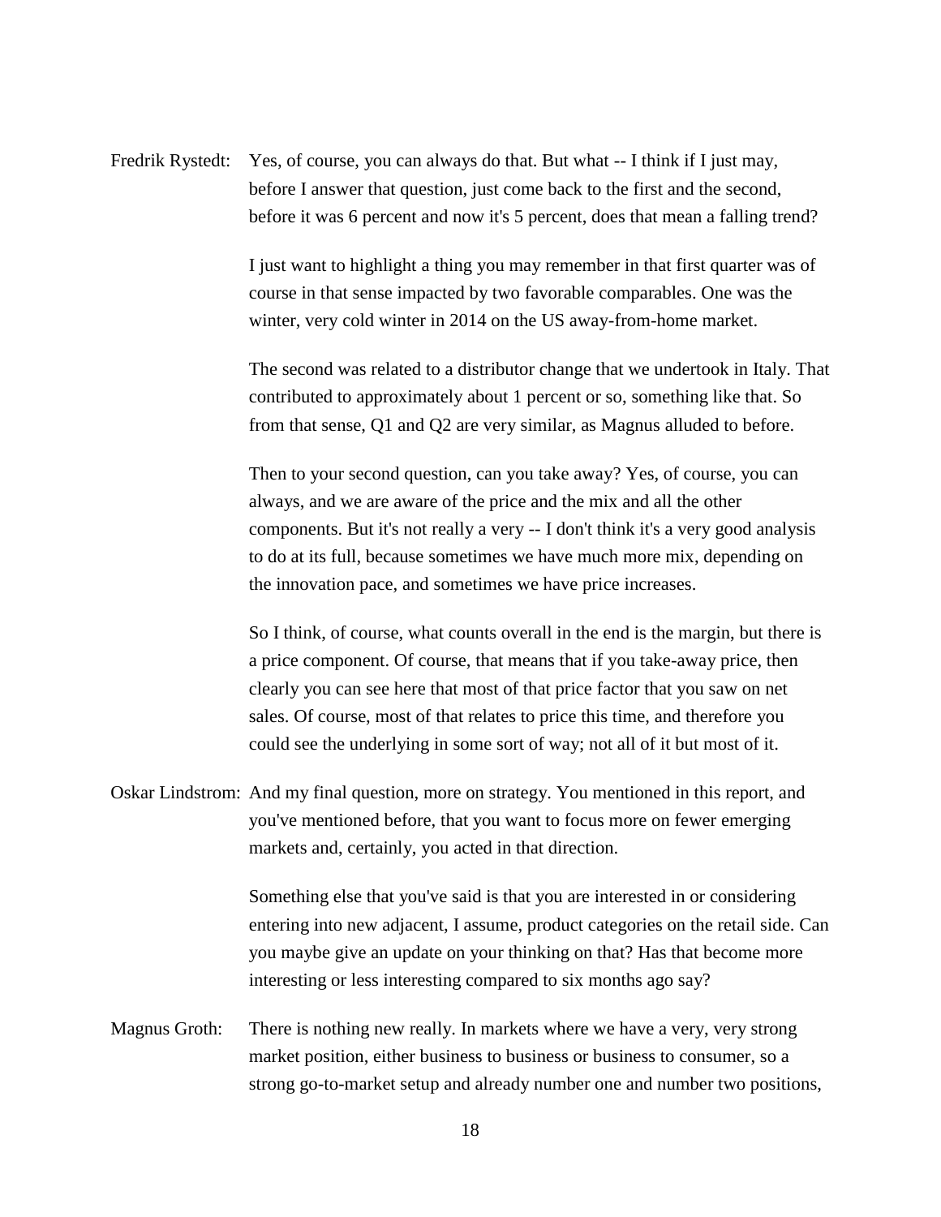Fredrik Rystedt: Yes, of course, you can always do that. But what -- I think if I just may, before I answer that question, just come back to the first and the second, before it was 6 percent and now it's 5 percent, does that mean a falling trend?

I just want to highlight a thing you may remember in that first quarter was of course in that sense impacted by two favorable comparables. One was the winter, very cold winter in 2014 on the US away-from-home market.

The second was related to a distributor change that we undertook in Italy. That contributed to approximately about 1 percent or so, something like that. So from that sense, Q1 and Q2 are very similar, as Magnus alluded to before.

Then to your second question, can you take away? Yes, of course, you can always, and we are aware of the price and the mix and all the other components. But it's not really a very -- I don't think it's a very good analysis to do at its full, because sometimes we have much more mix, depending on the innovation pace, and sometimes we have price increases.

So I think, of course, what counts overall in the end is the margin, but there is a price component. Of course, that means that if you take-away price, then clearly you can see here that most of that price factor that you saw on net sales. Of course, most of that relates to price this time, and therefore you could see the underlying in some sort of way; not all of it but most of it.

Oskar Lindstrom: And my final question, more on strategy. You mentioned in this report, and you've mentioned before, that you want to focus more on fewer emerging markets and, certainly, you acted in that direction.

Something else that you've said is that you are interested in or considering entering into new adjacent, I assume, product categories on the retail side. Can you maybe give an update on your thinking on that? Has that become more interesting or less interesting compared to six months ago say?

Magnus Groth: There is nothing new really. In markets where we have a very, very strong market position, either business to business or business to consumer, so a strong go-to-market setup and already number one and number two positions,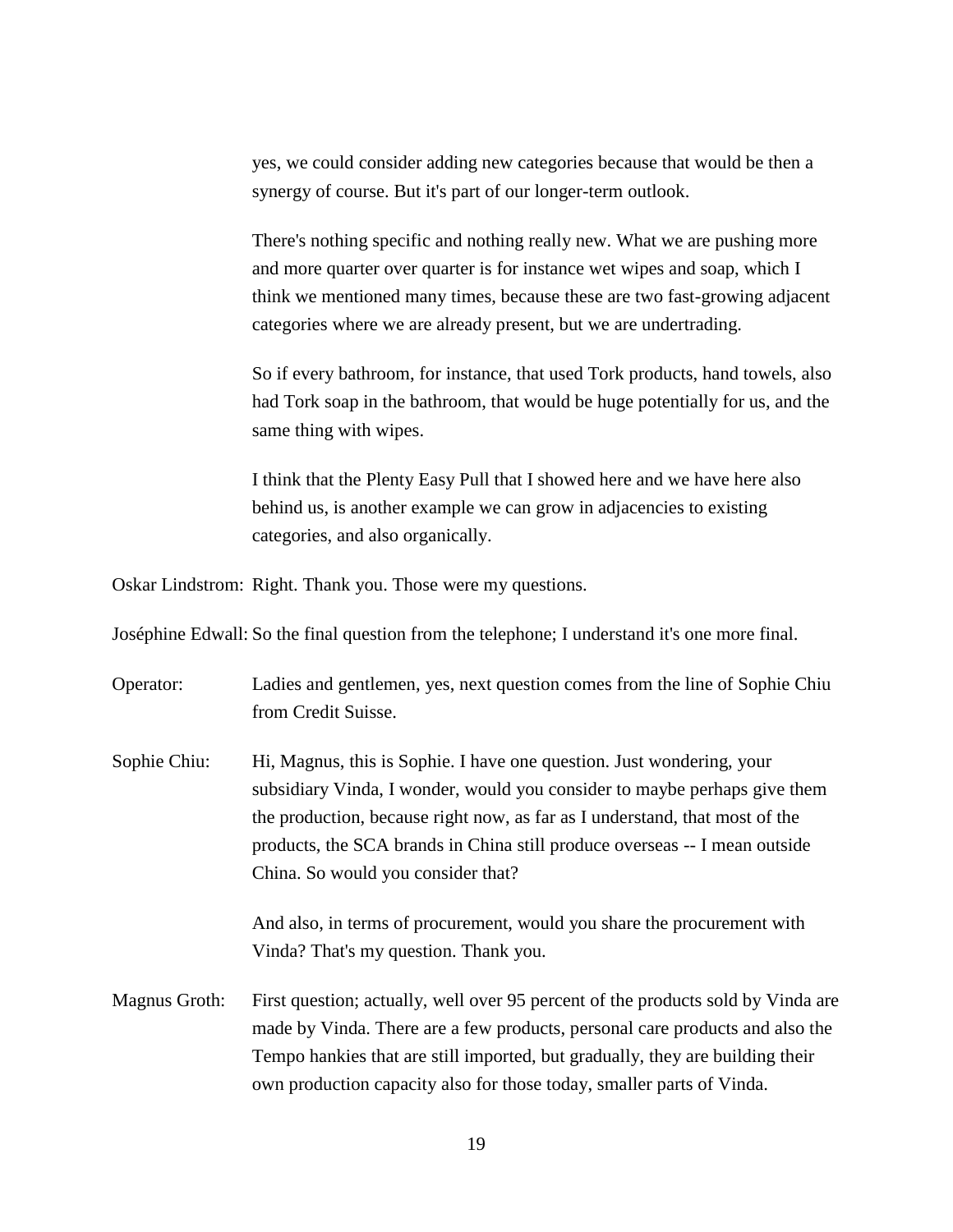yes, we could consider adding new categories because that would be then a synergy of course. But it's part of our longer-term outlook.

There's nothing specific and nothing really new. What we are pushing more and more quarter over quarter is for instance wet wipes and soap, which I think we mentioned many times, because these are two fast-growing adjacent categories where we are already present, but we are undertrading.

So if every bathroom, for instance, that used Tork products, hand towels, also had Tork soap in the bathroom, that would be huge potentially for us, and the same thing with wipes.

I think that the Plenty Easy Pull that I showed here and we have here also behind us, is another example we can grow in adjacencies to existing categories, and also organically.

Oskar Lindstrom: Right. Thank you. Those were my questions.

Joséphine Edwall: So the final question from the telephone; I understand it's one more final.

Operator: Ladies and gentlemen, yes, next question comes from the line of Sophie Chiu from Credit Suisse.

Sophie Chiu: Hi, Magnus, this is Sophie. I have one question. Just wondering, your subsidiary Vinda, I wonder, would you consider to maybe perhaps give them the production, because right now, as far as I understand, that most of the products, the SCA brands in China still produce overseas -- I mean outside China. So would you consider that?

And also, in terms of procurement, would you share the procurement with Vinda? That's my question. Thank you.

Magnus Groth: First question; actually, well over 95 percent of the products sold by Vinda are made by Vinda. There are a few products, personal care products and also the Tempo hankies that are still imported, but gradually, they are building their own production capacity also for those today, smaller parts of Vinda.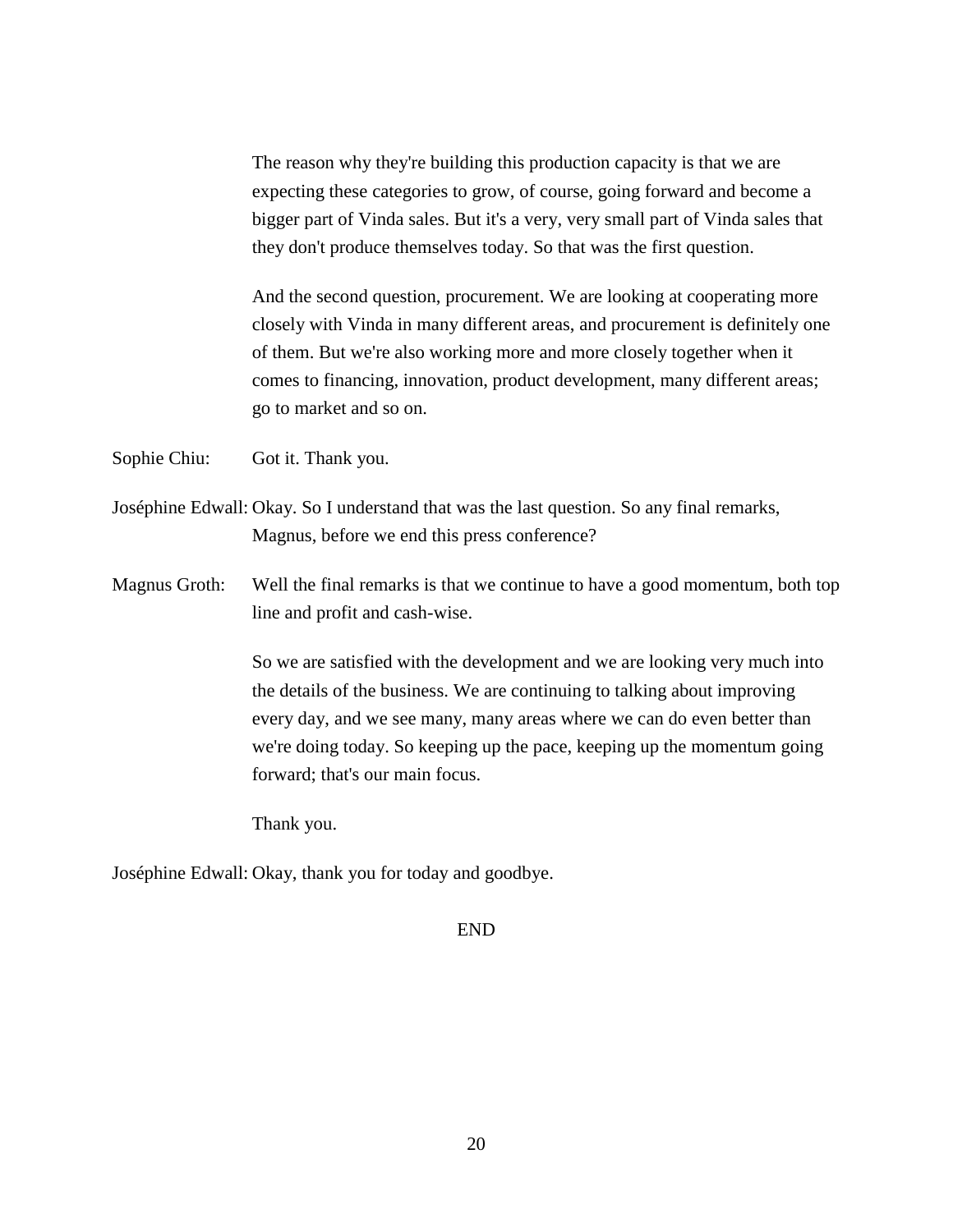The reason why they're building this production capacity is that we are expecting these categories to grow, of course, going forward and become a bigger part of Vinda sales. But it's a very, very small part of Vinda sales that they don't produce themselves today. So that was the first question.

And the second question, procurement. We are looking at cooperating more closely with Vinda in many different areas, and procurement is definitely one of them. But we're also working more and more closely together when it comes to financing, innovation, product development, many different areas; go to market and so on.

Sophie Chiu: Got it. Thank you.

Joséphine Edwall: Okay. So I understand that was the last question. So any final remarks, Magnus, before we end this press conference?

Magnus Groth: Well the final remarks is that we continue to have a good momentum, both top line and profit and cash-wise.

So we are satisfied with the development and we are looking very much into the details of the business. We are continuing to talking about improving every day, and we see many, many areas where we can do even better than we're doing today. So keeping up the pace, keeping up the momentum going forward; that's our main focus.

Thank you.

Joséphine Edwall: Okay, thank you for today and goodbye.

END